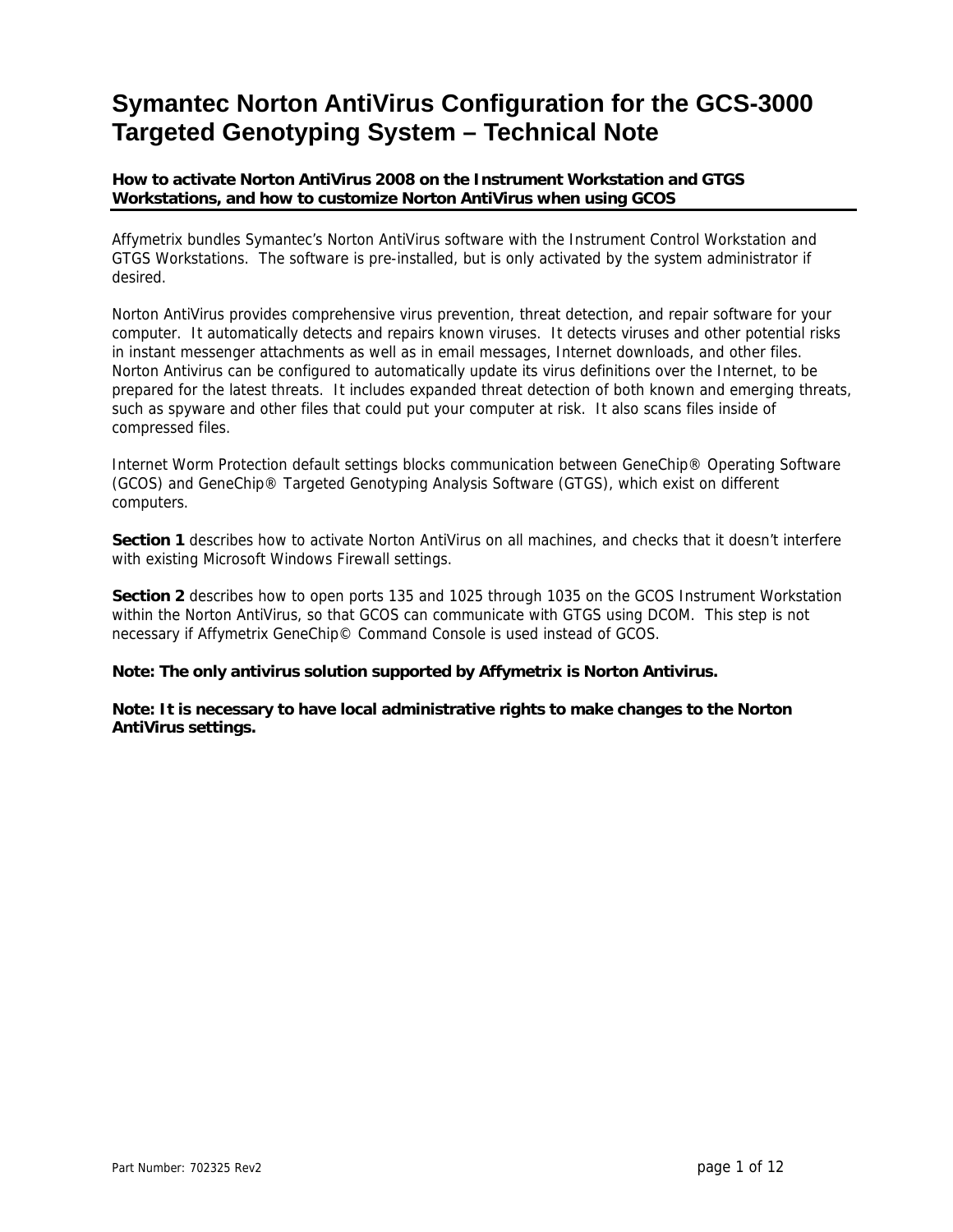# Symantec Norton AntiVirus Configuration for the GCS-3000 Targeted Genotyping System – Technical Note

### How to activate Norton AntiVirus 2008 on the Instrument Workstation and GTGS Workstations, and how to customize Norton AntiVirus when using GCOS

Affymetrix bundles Symantec's Norton AntiVirus software with the Instrument Control Workstation and GTGS Workstations. The software is pre-installed, but is only activated by the system administrator if desired.

Norton AntiVirus provides comprehensive virus prevention, threat detection, and repair software for your computer. It automatically detects and repairs known viruses. It detects viruses and other potential risks in instant messenger attachments as well as in email messages, Internet downloads, and other files. Norton Antivirus can be configured to automatically update its virus definitions over the Internet, to be prepared for the latest threats. It includes expanded threat detection of both known and emerging threats, such as spyware and other files that could put your computer at risk. It also scans files inside of compressed files.

Internet Worm Protection default settings blocks communication between GeneChip® Operating Software (GCOS) and GeneChip® Targeted Genotyping Analysis Software (GTGS), which exist on different computers.

**Section 1** describes how to activate Norton AntiVirus on all machines, and checks that it doesn't interfere with existing Microsoft Windows Firewall settings.

**Section 2** describes how to open ports 135 and 1025 through 1035 on the GCOS Instrument Workstation within the Norton AntiVirus, so that GCOS can communicate with GTGS using DCOM. This step is not necessary if Affymetrix GeneChip© Command Console is used instead of GCOS.

**Note: The only antivirus solution supported by Affymetrix is Norton Antivirus.**

**Note: It is necessary to have local administrative rights to make changes to the Norton AntiVirus settings.**

Part Number: 702325 Rev2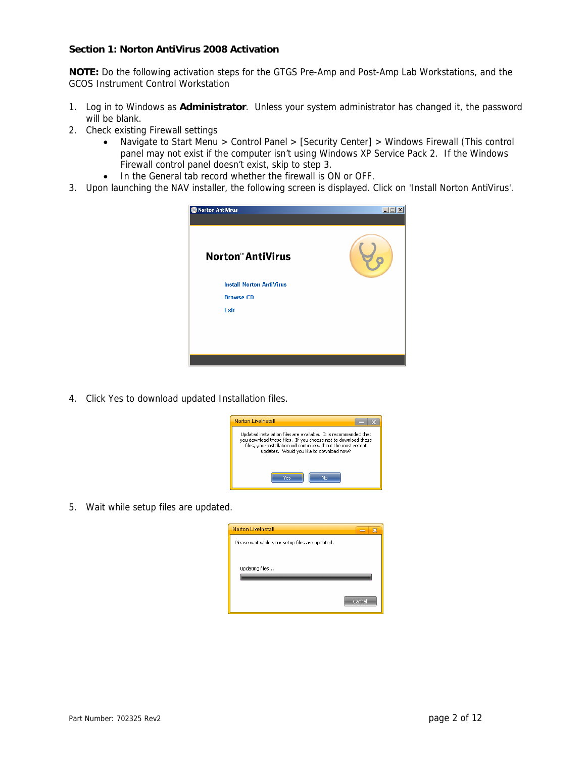**Section 1: Norton AntiVirus 2008 Activation**

**NOTE:** Do the following activation steps for the GTGS Pre-Amp and Post-Amp Lab Workstations, and the GCOS Instrument Control Workstation

1. Log in to Windows as **Administrator**. Unless your system administrator has changed it, the password will be blank.
2. Check existing Firewall settings
   - Navigate to Start Menu > Control Panel > [Security Center] > Windows Firewall (This control panel may not exist if the computer isn't using Windows XP Service Pack 2. If the Windows Firewall control panel doesn't exist, skip to step 3.
   - In the General tab record whether the firewall is ON or OFF.
3. Upon launching the NAV installer, the following screen is displayed. Click on 'Install Norton AntiVirus'.

4. Click Yes to download updated Installation files.

5. Wait while setup files are updated.

Part Number: 702325 Rev2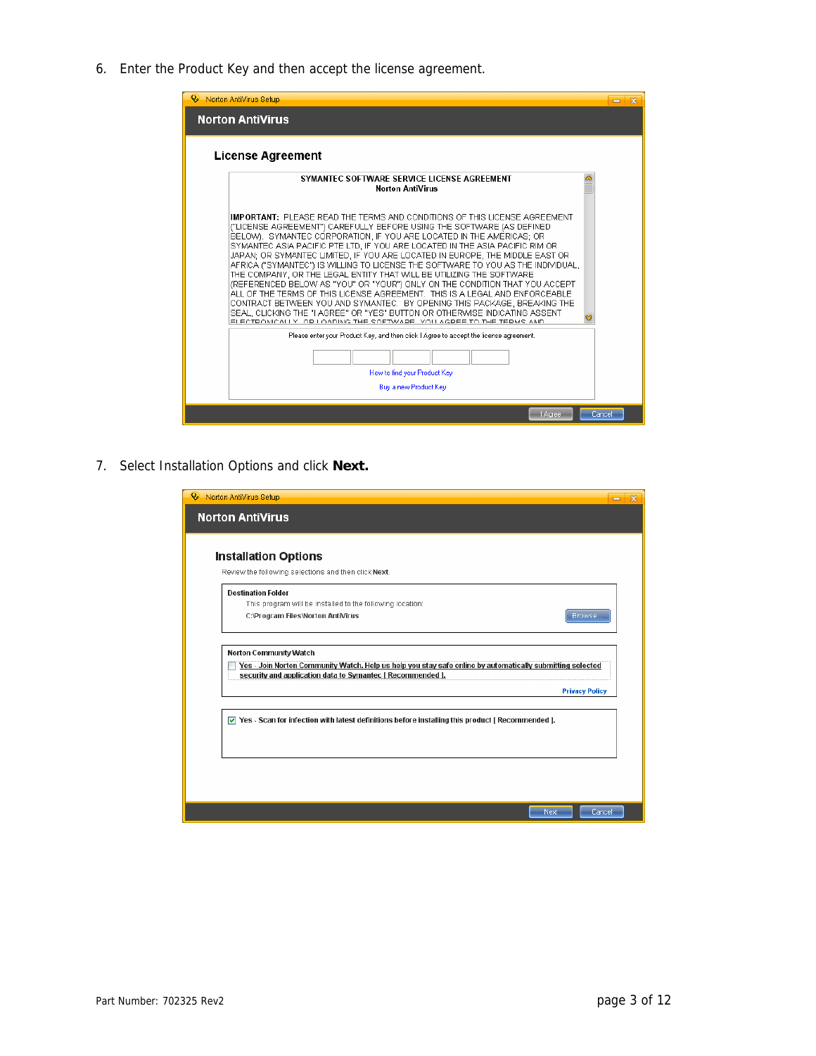6. Enter the Product Key and then accept the license agreement.

Norton AntiVirus Setup

Norton AntiVirus

License Agreement

SYMANTEC SOFTWARE SERVICE LICENSE AGREEMENT
Norton AntiVirus

IMPORTANT: PLEASE READ THE TERMS AND CONDITIONS OF THIS LICENSE AGREEMENT ("LICENSE AGREEMENT") CAREFULLY BEFORE USING THE SOFTWARE (AS DEFINED BELOW). SYMANTEC CORPORATION, IF YOU ARE LOCATED IN THE AMERICAS; OR SYMANTEC ASIA PACIFIC PTE LTD, IF YOU ARE LOCATED IN THE ASIA PACIFIC RIM OR JAPAN; OR SYMANTEC LIMITED, IF YOU ARE LOCATED IN EUROPE, THE MIDDLE EAST OR AFRICA ("SYMANTEC") IS WILLING TO LICENSE THE SOFTWARE TO YOU AS THE INDIVIDUAL, THE COMPANY, OR THE LEGAL ENTITY THAT WILL BE UTILIZING THE SOFTWARE (REFERENCED BELOW AS "YOU" OR "YOUR") ONLY ON THE CONDITION THAT YOU ACCEPT ALL OF THE TERMS OF THIS LICENSE AGREEMENT. THIS IS A LEGAL AND ENFORCEABLE CONTRACT BETWEEN YOU AND SYMANTEC. BY OPENING THIS PACKAGE, BREAKING THE SEAL, CLICKING THE "I AGREE" OR "YES" BUTTON OR OTHERWISE INDICATING ASSENT ELECTRONICALLY, OR LOADING THE SOFTWARE, YOU AGREE TO THE TERMS AND

Please enter your Product Key, and then click I Agree to accept the license agreement.

How to find your Product Key

Buy a new Product Key

I Agree | Cancel

7. Select Installation Options and click **Next.**

Norton AntiVirus Setup

Norton AntiVirus

Installation Options

Review the following selections and then click **Next**.

**Destination Folder**

This program will be installed to the following location:

C:\Program Files\Norton AntiVirus

Browse...

**Norton Community Watch**

Yes - Join Norton Community Watch. Help us help you stay safe online by automatically submitting selected security and application data to Symantec [ Recommended ].

Privacy Policy

Yes - Scan for infection with latest definitions before installing this product [ Recommended ].

Next | Cancel

Part Number: 702325 Rev2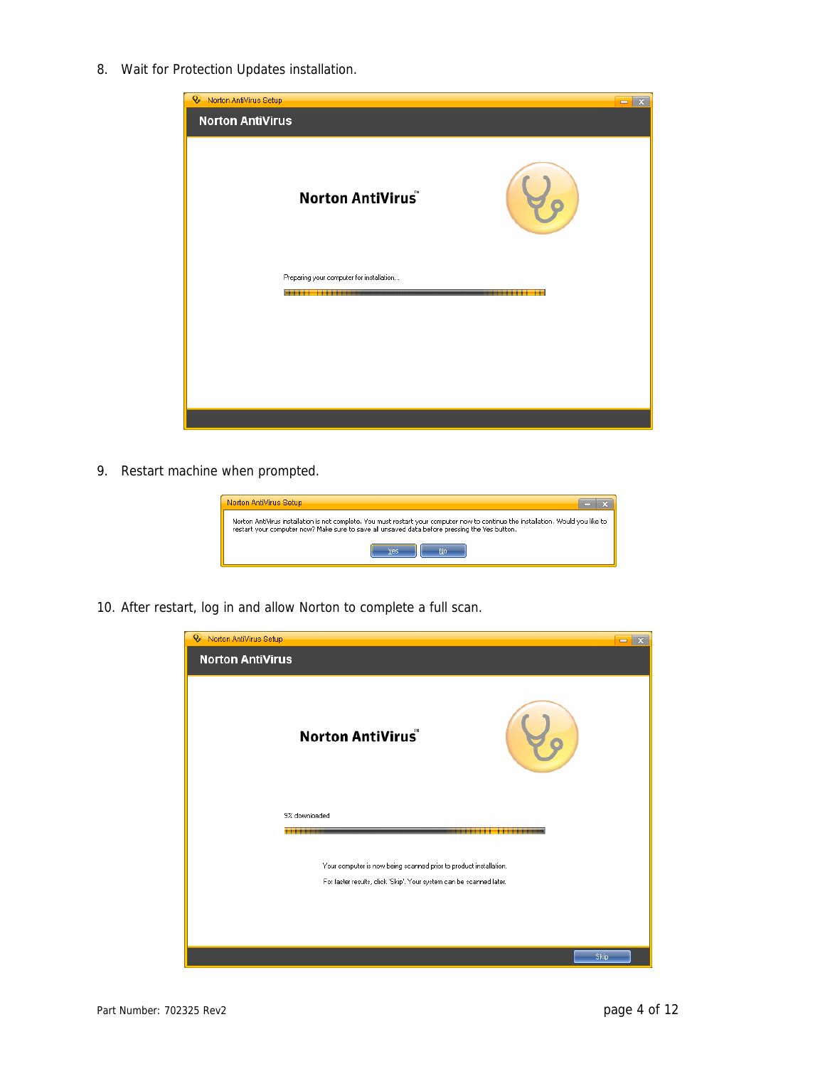8. Wait for Protection Updates installation.

9. Restart machine when prompted.

10. After restart, log in and allow Norton to complete a full scan.

Part Number: 702325 Rev2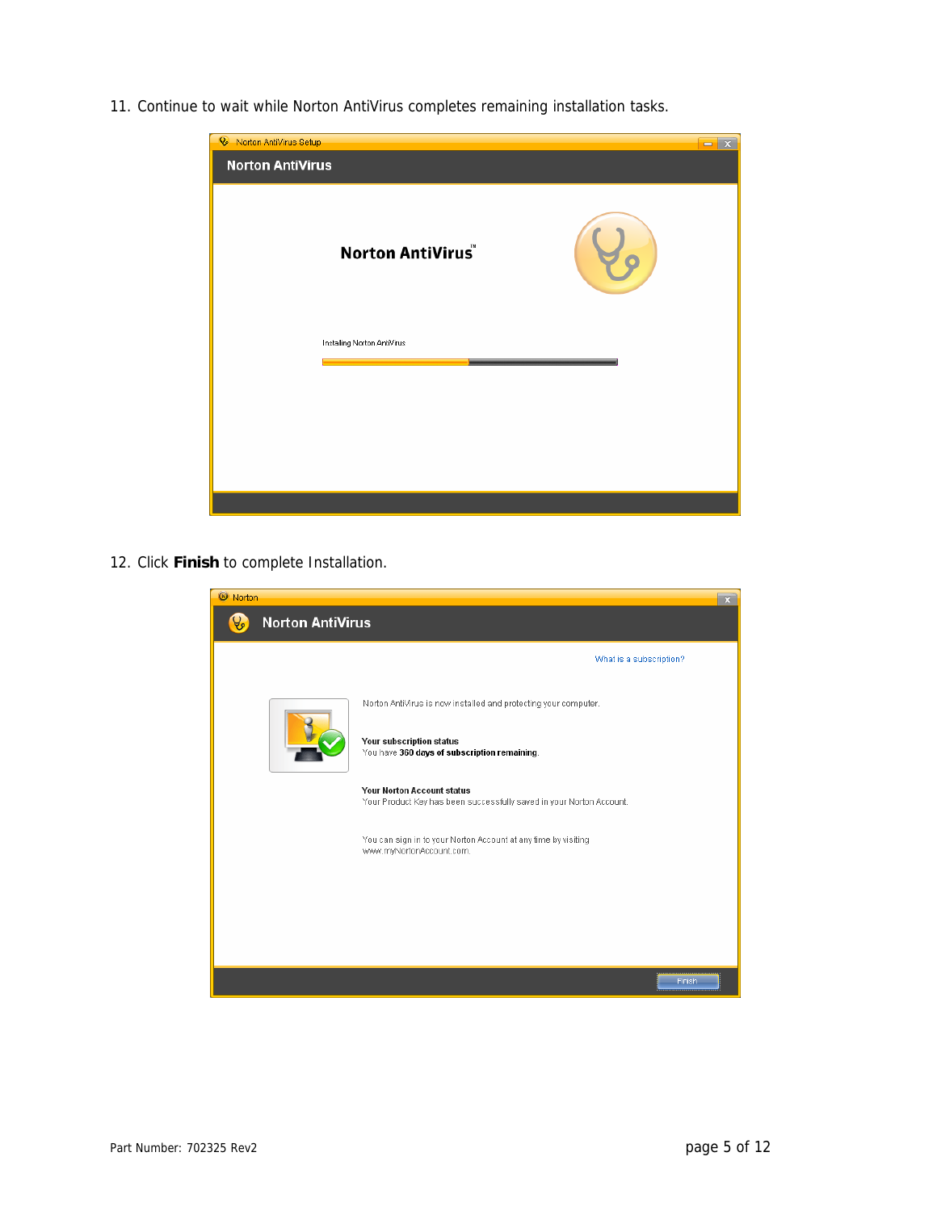11. Continue to wait while Norton AntiVirus completes remaining installation tasks.

12. Click **Finish** to complete Installation.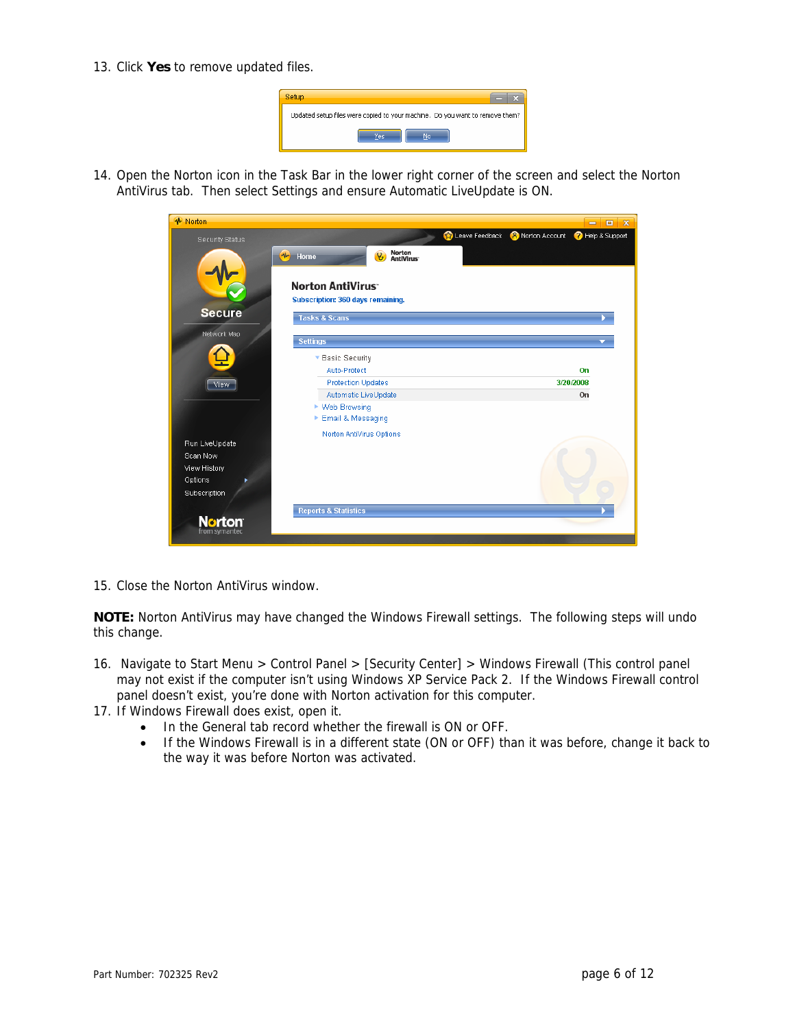13. Click **Yes** to remove updated files.

14. Open the Norton icon in the Task Bar in the lower right corner of the screen and select the Norton AntiVirus tab. Then select Settings and ensure Automatic LiveUpdate is ON.

15. Close the Norton AntiVirus window.

**NOTE:** Norton AntiVirus may have changed the Windows Firewall settings. The following steps will undo this change.

16. Navigate to Start Menu > Control Panel > [Security Center] > Windows Firewall (This control panel may not exist if the computer isn't using Windows XP Service Pack 2. If the Windows Firewall control panel doesn't exist, you're done with Norton activation for this computer.
17. If Windows Firewall does exist, open it.
    - In the General tab record whether the firewall is ON or OFF.
    - If the Windows Firewall is in a different state (ON or OFF) than it was before, change it back to the way it was before Norton was activated.

Part Number: 702325 Rev2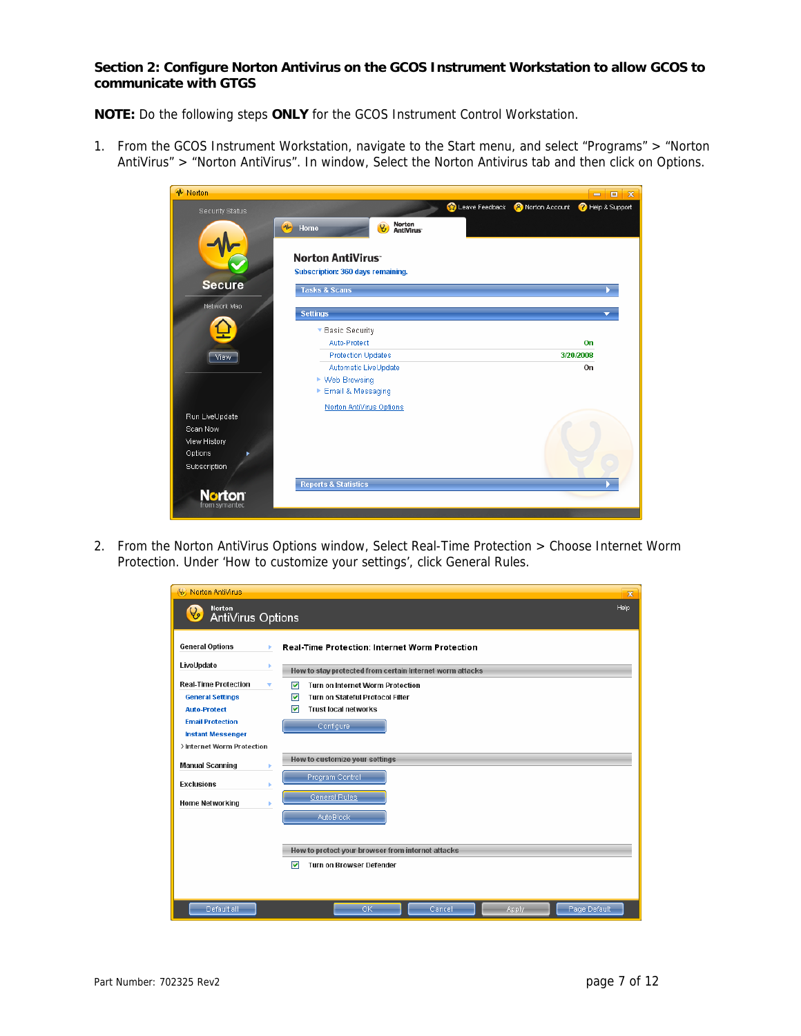**Section 2: Configure Norton Antivirus on the GCOS Instrument Workstation to allow GCOS to communicate with GTGS**

**NOTE:** Do the following steps **ONLY** for the GCOS Instrument Control Workstation.

1. From the GCOS Instrument Workstation, navigate to the Start menu, and select "Programs" > "Norton AntiVirus" > "Norton AntiVirus". In window, Select the Norton Antivirus tab and then click on Options.

2. From the Norton AntiVirus Options window, Select Real-Time Protection > Choose Internet Worm Protection. Under 'How to customize your settings', click General Rules.

Part Number: 702325 Rev2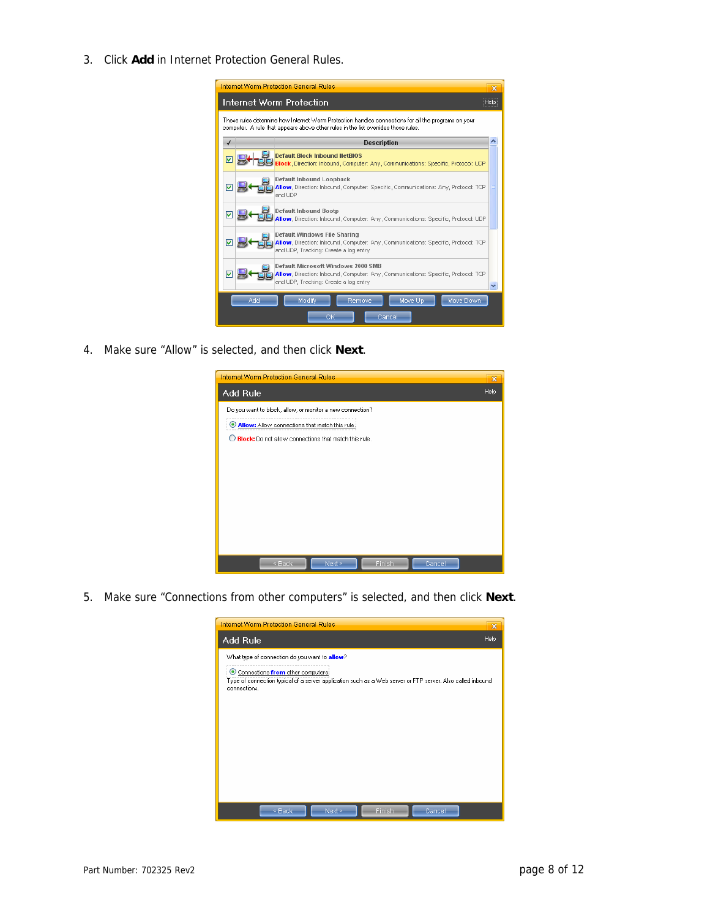3. Click **Add** in Internet Protection General Rules.

4. Make sure “Allow” is selected, and then click **Next**.

5. Make sure “Connections from other computers” is selected, and then click **Next**.

Part Number: 702325 Rev2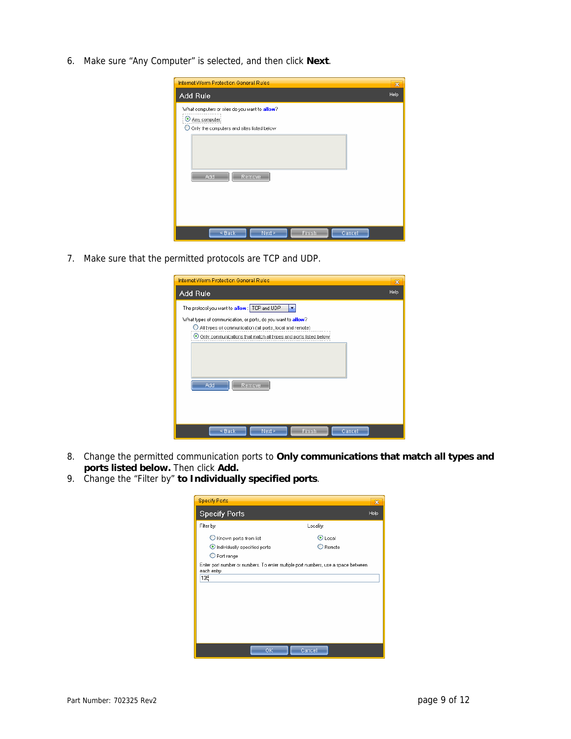6. Make sure “Any Computer” is selected, and then click **Next**.

Internet Worm Protection General Rules

Add Rule

Help

What computers or sites do you want to allow?

Any computer

Only the computers and sites listed below

Add Remove

< Back Next > Finish Cancel

7. Make sure that the permitted protocols are TCP and UDP.

Internet Worm Protection General Rules

Add Rule

Help

The protocol you want to allow: TCP and UDP

What types of communication, or ports, do you want to allow?

All types of communication (all ports, local and remote)

Only communications that match all types and ports listed below

Add Remove

< Back Next > Finish Cancel

8. Change the permitted communication ports to **Only communications that match all types and ports listed below.** Then click **Add.**
9. Change the “Filter by” **to Individually specified ports**.

Specify Ports

Specify Ports

Help

Filter by

Known ports from list

Individually specified ports

Port range

Locality

Local

Remote

Enter port number or numbers. To enter multiple port numbers, use a space between each entry

135

OK Cancel

Part Number: 702325 Rev2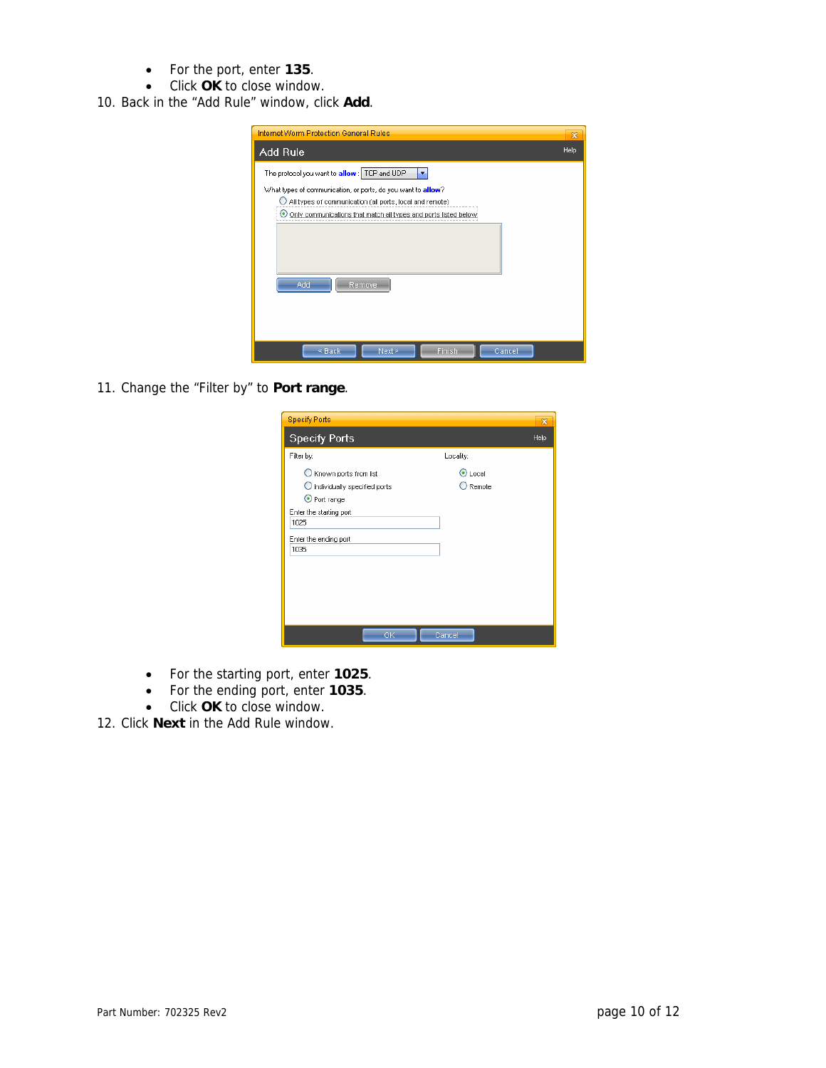- For the port, enter **135**.
- Click **OK** to close window.

10. Back in the “Add Rule” window, click **Add**.

11. Change the “Filter by” to **Port range**.

- For the starting port, enter **1025**.
- For the ending port, enter **1035**.
- Click **OK** to close window.

12. Click **Next** in the Add Rule window.

Part Number: 702325 Rev2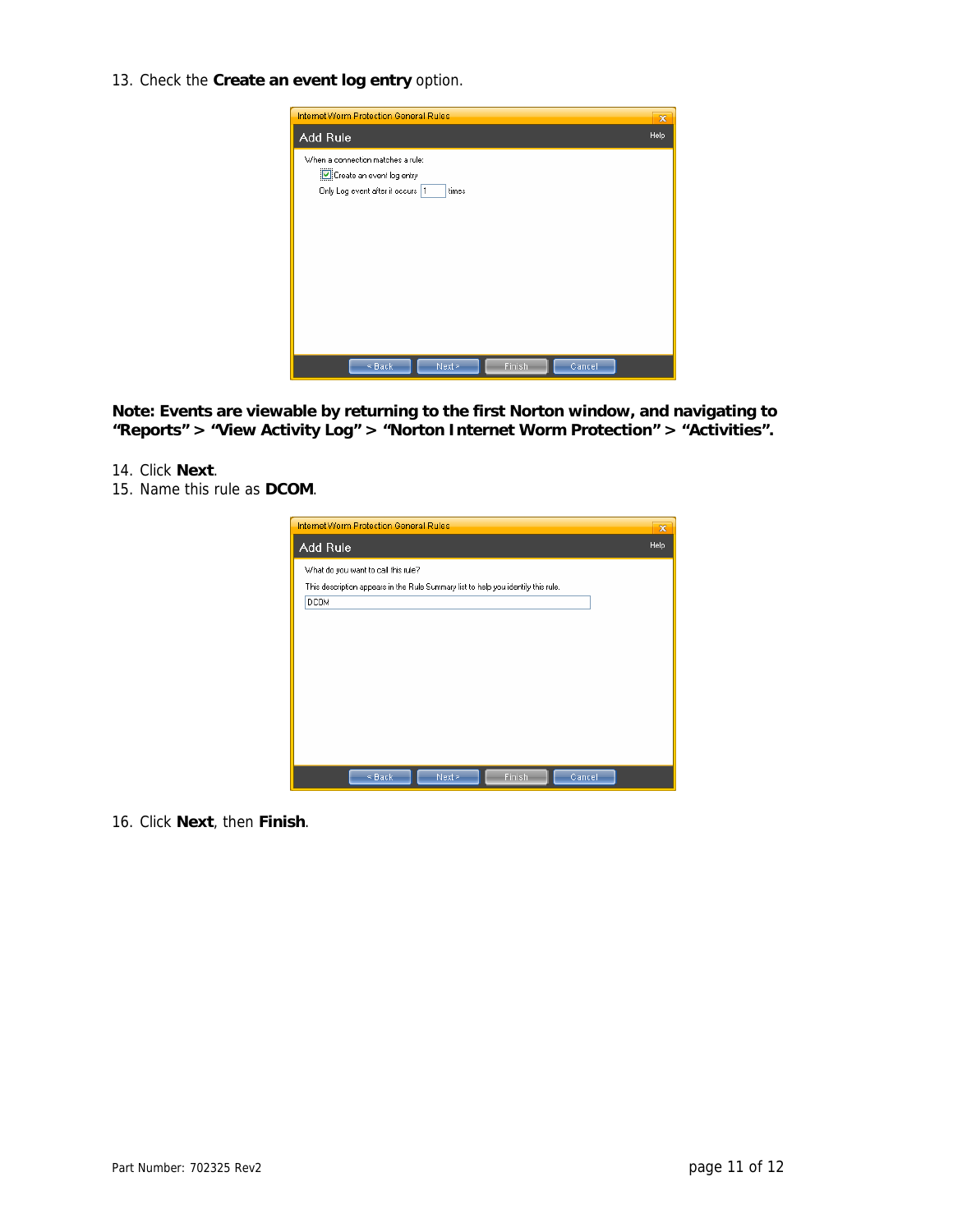13. Check the **Create an event log entry** option.

**Note: Events are viewable by returning to the first Norton window, and navigating to "Reports" > "View Activity Log" > "Norton Internet Worm Protection" > "Activities".**

14. Click **Next**.
15. Name this rule as **DCOM**.

16. Click **Next**, then **Finish**.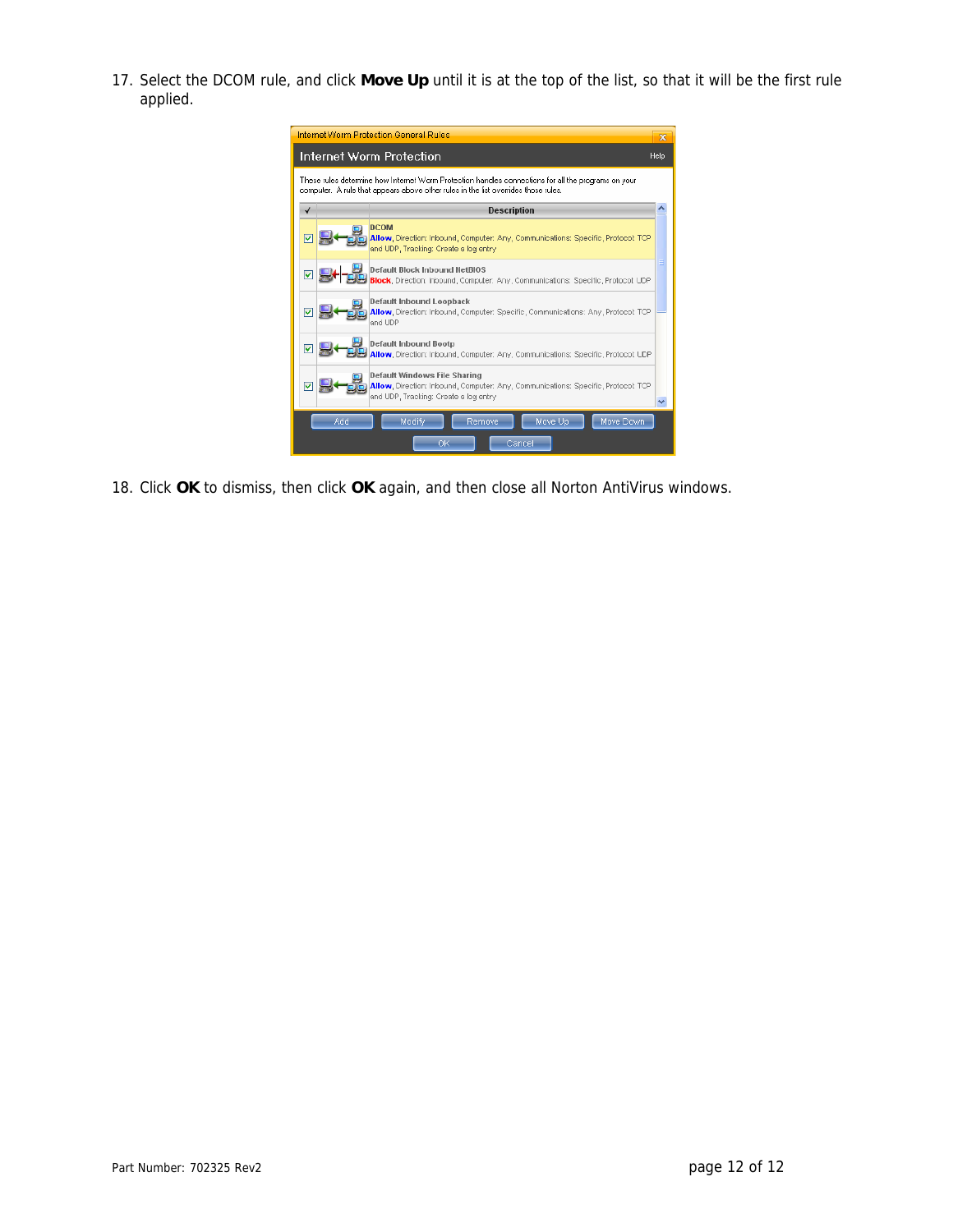17. Select the DCOM rule, and click **Move Up** until it is at the top of the list, so that it will be the first rule applied.

18. Click **OK** to dismiss, then click **OK** again, and then close all Norton AntiVirus windows.